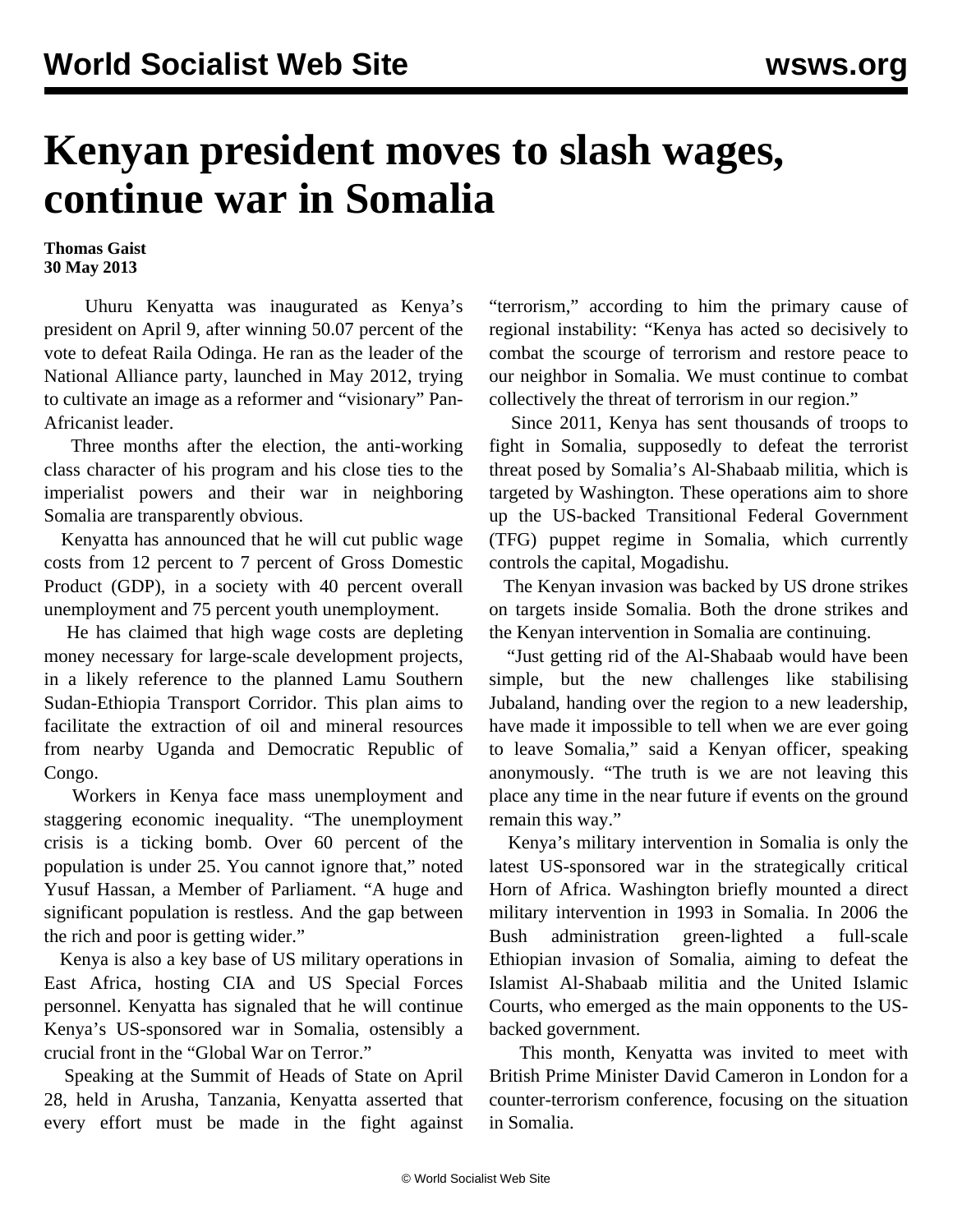# Kenyan president moves to slash wages, continue war in Somalia

**Thomas Gaist**
**30 May 2013**

Uhuru Kenyatta was inaugurated as Kenya's president on April 9, after winning 50.07 percent of the vote to defeat Raila Odinga. He ran as the leader of the National Alliance party, launched in May 2012, trying to cultivate an image as a reformer and "visionary" Pan-Africanist leader.

Three months after the election, the anti-working class character of his program and his close ties to the imperialist powers and their war in neighboring Somalia are transparently obvious.

Kenyatta has announced that he will cut public wage costs from 12 percent to 7 percent of Gross Domestic Product (GDP), in a society with 40 percent overall unemployment and 75 percent youth unemployment.

He has claimed that high wage costs are depleting money necessary for large-scale development projects, in a likely reference to the planned Lamu Southern Sudan-Ethiopia Transport Corridor. This plan aims to facilitate the extraction of oil and mineral resources from nearby Uganda and Democratic Republic of Congo.

Workers in Kenya face mass unemployment and staggering economic inequality. "The unemployment crisis is a ticking bomb. Over 60 percent of the population is under 25. You cannot ignore that," noted Yusuf Hassan, a Member of Parliament. "A huge and significant population is restless. And the gap between the rich and poor is getting wider."

Kenya is also a key base of US military operations in East Africa, hosting CIA and US Special Forces personnel. Kenyatta has signaled that he will continue Kenya's US-sponsored war in Somalia, ostensibly a crucial front in the "Global War on Terror."

Speaking at the Summit of Heads of State on April 28, held in Arusha, Tanzania, Kenyatta asserted that every effort must be made in the fight against "terrorism," according to him the primary cause of regional instability: "Kenya has acted so decisively to combat the scourge of terrorism and restore peace to our neighbor in Somalia. We must continue to combat collectively the threat of terrorism in our region."

Since 2011, Kenya has sent thousands of troops to fight in Somalia, supposedly to defeat the terrorist threat posed by Somalia's Al-Shabaab militia, which is targeted by Washington. These operations aim to shore up the US-backed Transitional Federal Government (TFG) puppet regime in Somalia, which currently controls the capital, Mogadishu.

The Kenyan invasion was backed by US drone strikes on targets inside Somalia. Both the drone strikes and the Kenyan intervention in Somalia are continuing.

"Just getting rid of the Al-Shabaab would have been simple, but the new challenges like stabilising Jubaland, handing over the region to a new leadership, have made it impossible to tell when we are ever going to leave Somalia," said a Kenyan officer, speaking anonymously. "The truth is we are not leaving this place any time in the near future if events on the ground remain this way."

Kenya's military intervention in Somalia is only the latest US-sponsored war in the strategically critical Horn of Africa. Washington briefly mounted a direct military intervention in 1993 in Somalia. In 2006 the Bush administration green-lighted a full-scale Ethiopian invasion of Somalia, aiming to defeat the Islamist Al-Shabaab militia and the United Islamic Courts, who emerged as the main opponents to the US-backed government.

This month, Kenyatta was invited to meet with British Prime Minister David Cameron in London for a counter-terrorism conference, focusing on the situation in Somalia.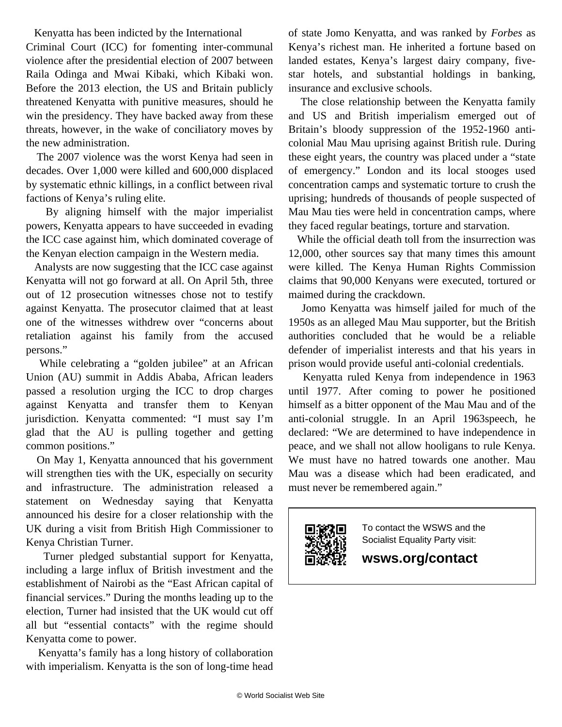Kenyatta has been indicted by the International Criminal Court (ICC) for fomenting inter-communal violence after the presidential election of 2007 between Raila Odinga and Mwai Kibaki, which Kibaki won. Before the 2013 election, the US and Britain publicly threatened Kenyatta with punitive measures, should he win the presidency. They have backed away from these threats, however, in the wake of conciliatory moves by the new administration.

The 2007 violence was the worst Kenya had seen in decades. Over 1,000 were killed and 600,000 displaced by systematic ethnic killings, in a conflict between rival factions of Kenya's ruling elite.

By aligning himself with the major imperialist powers, Kenyatta appears to have succeeded in evading the ICC case against him, which dominated coverage of the Kenyan election campaign in the Western media.

Analysts are now suggesting that the ICC case against Kenyatta will not go forward at all. On April 5th, three out of 12 prosecution witnesses chose not to testify against Kenyatta. The prosecutor claimed that at least one of the witnesses withdrew over "concerns about retaliation against his family from the accused persons."

While celebrating a "golden jubilee" at an African Union (AU) summit in Addis Ababa, African leaders passed a resolution urging the ICC to drop charges against Kenyatta and transfer them to Kenyan jurisdiction. Kenyatta commented: "I must say I'm glad that the AU is pulling together and getting common positions."

On May 1, Kenyatta announced that his government will strengthen ties with the UK, especially on security and infrastructure. The administration released a statement on Wednesday saying that Kenyatta announced his desire for a closer relationship with the UK during a visit from British High Commissioner to Kenya Christian Turner.

Turner pledged substantial support for Kenyatta, including a large influx of British investment and the establishment of Nairobi as the "East African capital of financial services." During the months leading up to the election, Turner had insisted that the UK would cut off all but "essential contacts" with the regime should Kenyatta come to power.

Kenyatta's family has a long history of collaboration with imperialism. Kenyatta is the son of long-time head of state Jomo Kenyatta, and was ranked by *Forbes* as Kenya's richest man. He inherited a fortune based on landed estates, Kenya's largest dairy company, five-star hotels, and substantial holdings in banking, insurance and exclusive schools.

The close relationship between the Kenyatta family and US and British imperialism emerged out of Britain's bloody suppression of the 1952-1960 anti-colonial Mau Mau uprising against British rule. During these eight years, the country was placed under a "state of emergency." London and its local stooges used concentration camps and systematic torture to crush the uprising; hundreds of thousands of people suspected of Mau Mau ties were held in concentration camps, where they faced regular beatings, torture and starvation.

While the official death toll from the insurrection was 12,000, other sources say that many times this amount were killed. The Kenya Human Rights Commission claims that 90,000 Kenyans were executed, tortured or maimed during the crackdown.

Jomo Kenyatta was himself jailed for much of the 1950s as an alleged Mau Mau supporter, but the British authorities concluded that he would be a reliable defender of imperialist interests and that his years in prison would provide useful anti-colonial credentials.

Kenyatta ruled Kenya from independence in 1963 until 1977. After coming to power he positioned himself as a bitter opponent of the Mau Mau and of the anti-colonial struggle. In an April 1963speech, he declared: "We are determined to have independence in peace, and we shall not allow hooligans to rule Kenya. We must have no hatred towards one another. Mau Mau was a disease which had been eradicated, and must never be remembered again."

To contact the WSWS and the Socialist Equality Party visit:

**wsws.org/contact**